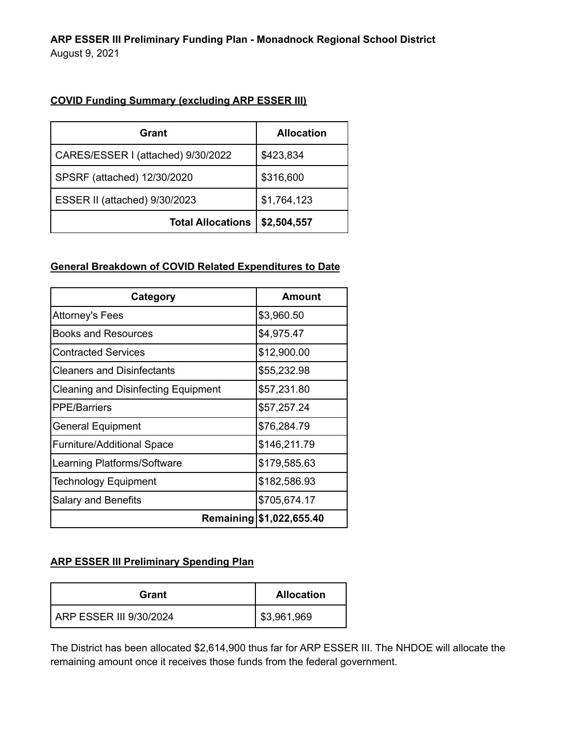**ARP ESSER III Preliminary Funding Plan - Monadnock Regional School District**
August 9, 2021

**COVID Funding Summary (excluding ARP ESSER III)**

| Grant | Allocation |
| --- | --- |
| CARES/ESSER I (attached) 9/30/2022 | $423,834 |
| SPSRF (attached) 12/30/2020 | $316,600 |
| ESSER II (attached) 9/30/2023 | $1,764,123 |
| **Total Allocations** | **$2,504,557** |

**General Breakdown of COVID Related Expenditures to Date**

| Category | Amount |
| --- | --- |
| Attorney's Fees | $3,960.50 |
| Books and Resources | $4,975.47 |
| Contracted Services | $12,900.00 |
| Cleaners and Disinfectants | $55,232.98 |
| Cleaning and Disinfecting Equipment | $57,231.80 |
| PPE/Barriers | $57,257.24 |
| General Equipment | $76,284.79 |
| Furniture/Additional Space | $146,211.79 |
| Learning Platforms/Software | $179,585.63 |
| Technology Equipment | $182,586.93 |
| Salary and Benefits | $705,674.17 |
| **Remaining** | **$1,022,655.40** |

**ARP ESSER III Preliminary Spending Plan**

| Grant | Allocation |
| --- | --- |
| ARP ESSER III 9/30/2024 | $3,961,969 |

The District has been allocated $2,614,900 thus far for ARP ESSER III. The NHDOE will allocate the remaining amount once it receives those funds from the federal government.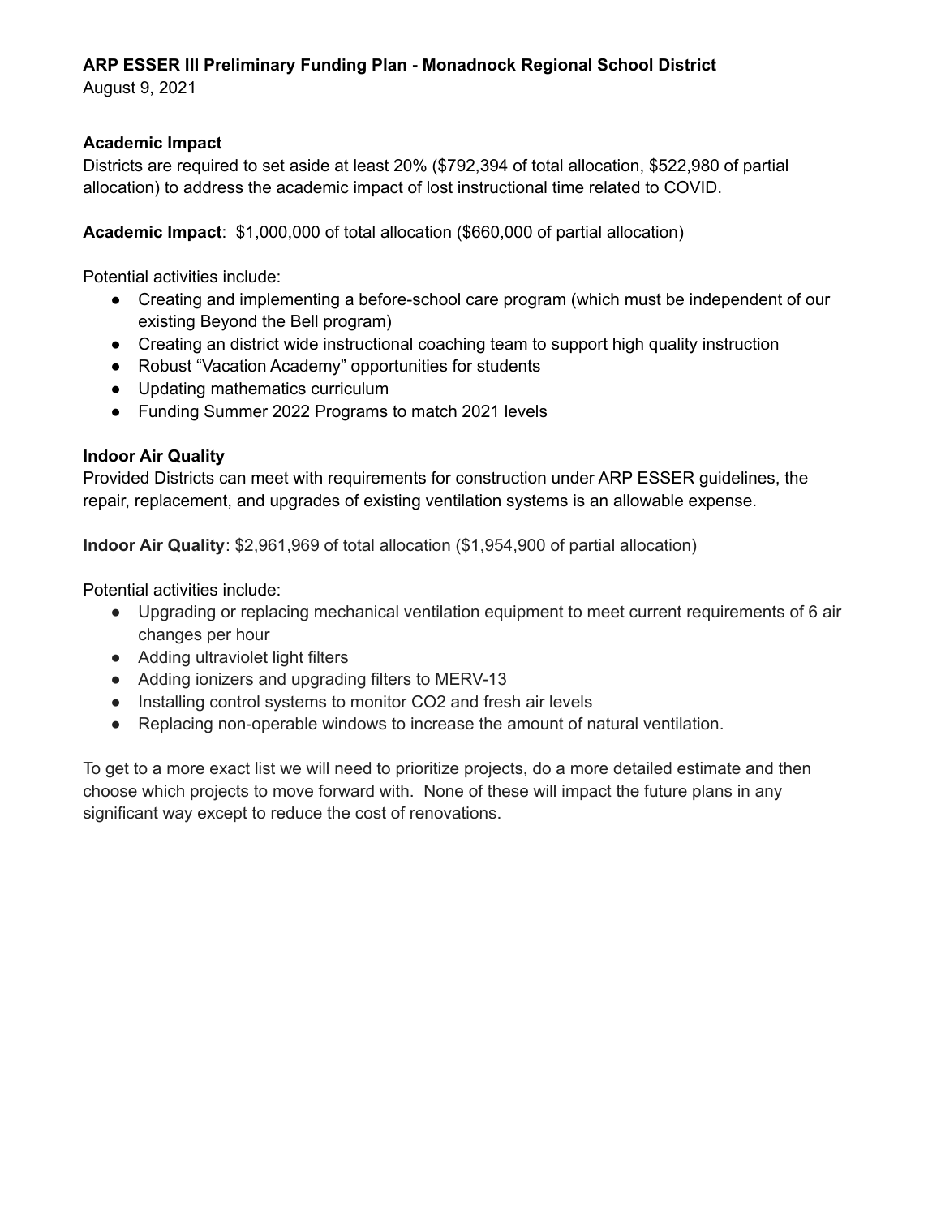**ARP ESSER III Preliminary Funding Plan - Monadnock Regional School District**
August 9, 2021

**Academic Impact**
Districts are required to set aside at least 20% ($792,394 of total allocation, $522,980 of partial allocation) to address the academic impact of lost instructional time related to COVID.

**Academic Impact**: $1,000,000 of total allocation ($660,000 of partial allocation)

Potential activities include:

- Creating and implementing a before-school care program (which must be independent of our existing Beyond the Bell program)
- Creating an district wide instructional coaching team to support high quality instruction
- Robust "Vacation Academy" opportunities for students
- Updating mathematics curriculum
- Funding Summer 2022 Programs to match 2021 levels

**Indoor Air Quality**
Provided Districts can meet with requirements for construction under ARP ESSER guidelines, the repair, replacement, and upgrades of existing ventilation systems is an allowable expense.

**Indoor Air Quality**: $2,961,969 of total allocation ($1,954,900 of partial allocation)

Potential activities include:

- Upgrading or replacing mechanical ventilation equipment to meet current requirements of 6 air changes per hour
- Adding ultraviolet light filters
- Adding ionizers and upgrading filters to MERV-13
- Installing control systems to monitor $CO_2$ and fresh air levels
- Replacing non-operable windows to increase the amount of natural ventilation.

To get to a more exact list we will need to prioritize projects, do a more detailed estimate and then choose which projects to move forward with. None of these will impact the future plans in any significant way except to reduce the cost of renovations.